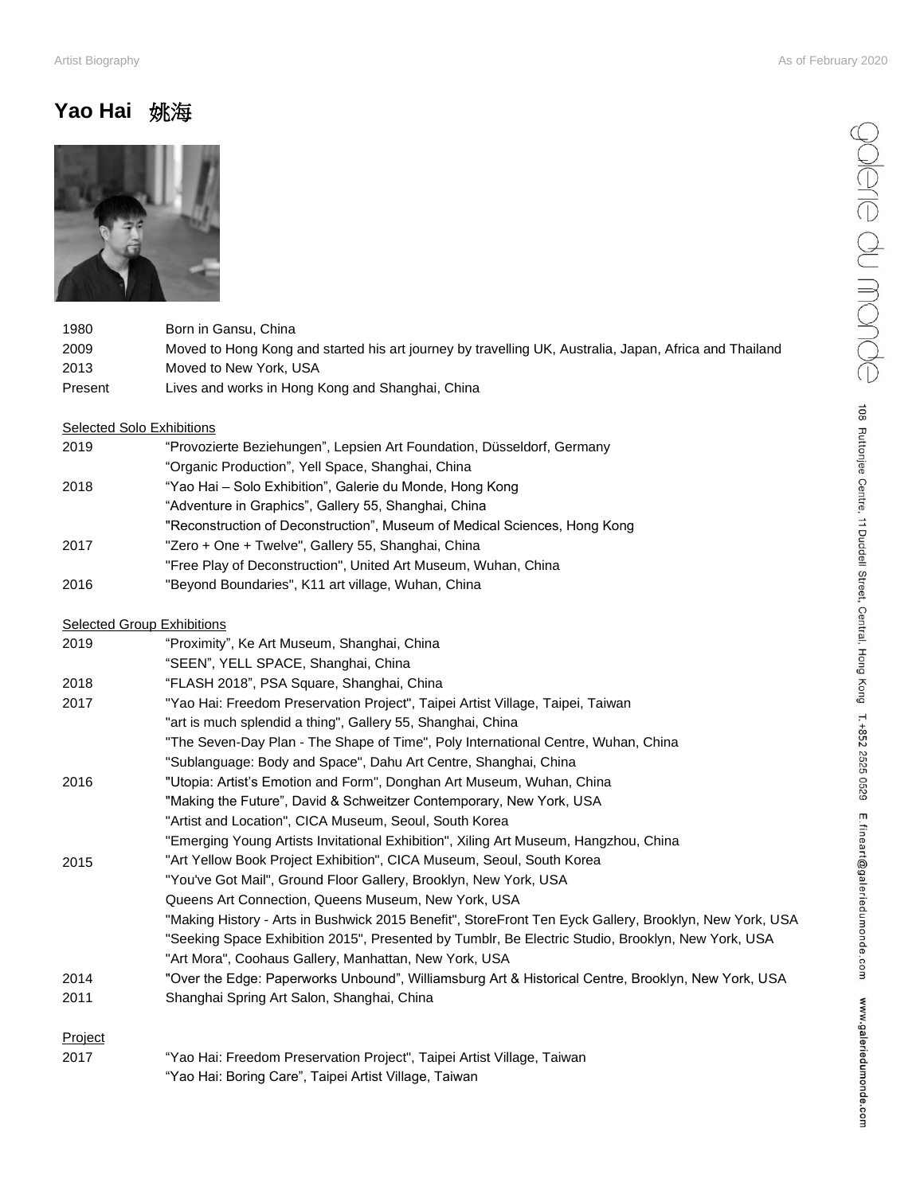# Yao Hai 姚海

| | |
|---|---|
| 1980 | Born in Gansu, China |
| 2009 | Moved to Hong Kong and started his art journey by travelling UK, Australia, Japan, Africa and Thailand |
| 2013 | Moved to New York, USA |
| Present | Lives and works in Hong Kong and Shanghai, China |

## Selected Solo Exhibitions

| | |
|---|---|
| 2019 | "Provozierte Beziehungen", Lepsien Art Foundation, Düsseldorf, Germany |
| | "Organic Production", Yell Space, Shanghai, China |
| 2018 | "Yao Hai – Solo Exhibition", Galerie du Monde, Hong Kong |
| | "Adventure in Graphics", Gallery 55, Shanghai, China |
| | "Reconstruction of Deconstruction", Museum of Medical Sciences, Hong Kong |
| 2017 | "Zero + One + Twelve", Gallery 55, Shanghai, China |
| | "Free Play of Deconstruction", United Art Museum, Wuhan, China |
| 2016 | "Beyond Boundaries", K11 art village, Wuhan, China |

## Selected Group Exhibitions

| | |
|---|---|
| 2019 | "Proximity", Ke Art Museum, Shanghai, China |
| | "SEEN", YELL SPACE, Shanghai, China |
| 2018 | "FLASH 2018", PSA Square, Shanghai, China |
| 2017 | "Yao Hai: Freedom Preservation Project", Taipei Artist Village, Taipei, Taiwan |
| | "art is much splendid a thing", Gallery 55, Shanghai, China |
| | "The Seven-Day Plan - The Shape of Time", Poly International Centre, Wuhan, China |
| | "Sublanguage: Body and Space", Dahu Art Centre, Shanghai, China |
| 2016 | "Utopia: Artist's Emotion and Form", Donghan Art Museum, Wuhan, China |
| | "Making the Future", David & Schweitzer Contemporary, New York, USA |
| | "Artist and Location", CICA Museum, Seoul, South Korea |
| | "Emerging Young Artists Invitational Exhibition", Xiling Art Museum, Hangzhou, China |
| 2015 | "Art Yellow Book Project Exhibition", CICA Museum, Seoul, South Korea |
| | "You've Got Mail", Ground Floor Gallery, Brooklyn, New York, USA |
| | Queens Art Connection, Queens Museum, New York, USA |
| | "Making History - Arts in Bushwick 2015 Benefit", StoreFront Ten Eyck Gallery, Brooklyn, New York, USA |
| | "Seeking Space Exhibition 2015", Presented by Tumblr, Be Electric Studio, Brooklyn, New York, USA |
| | "Art Mora", Coohaus Gallery, Manhattan, New York, USA |
| 2014 | "Over the Edge: Paperworks Unbound", Williamsburg Art & Historical Centre, Brooklyn, New York, USA |
| 2011 | Shanghai Spring Art Salon, Shanghai, China |

## Project

| | |
|---|---|
| 2017 | "Yao Hai: Freedom Preservation Project", Taipei Artist Village, Taiwan |
| | "Yao Hai: Boring Care", Taipei Artist Village, Taiwan |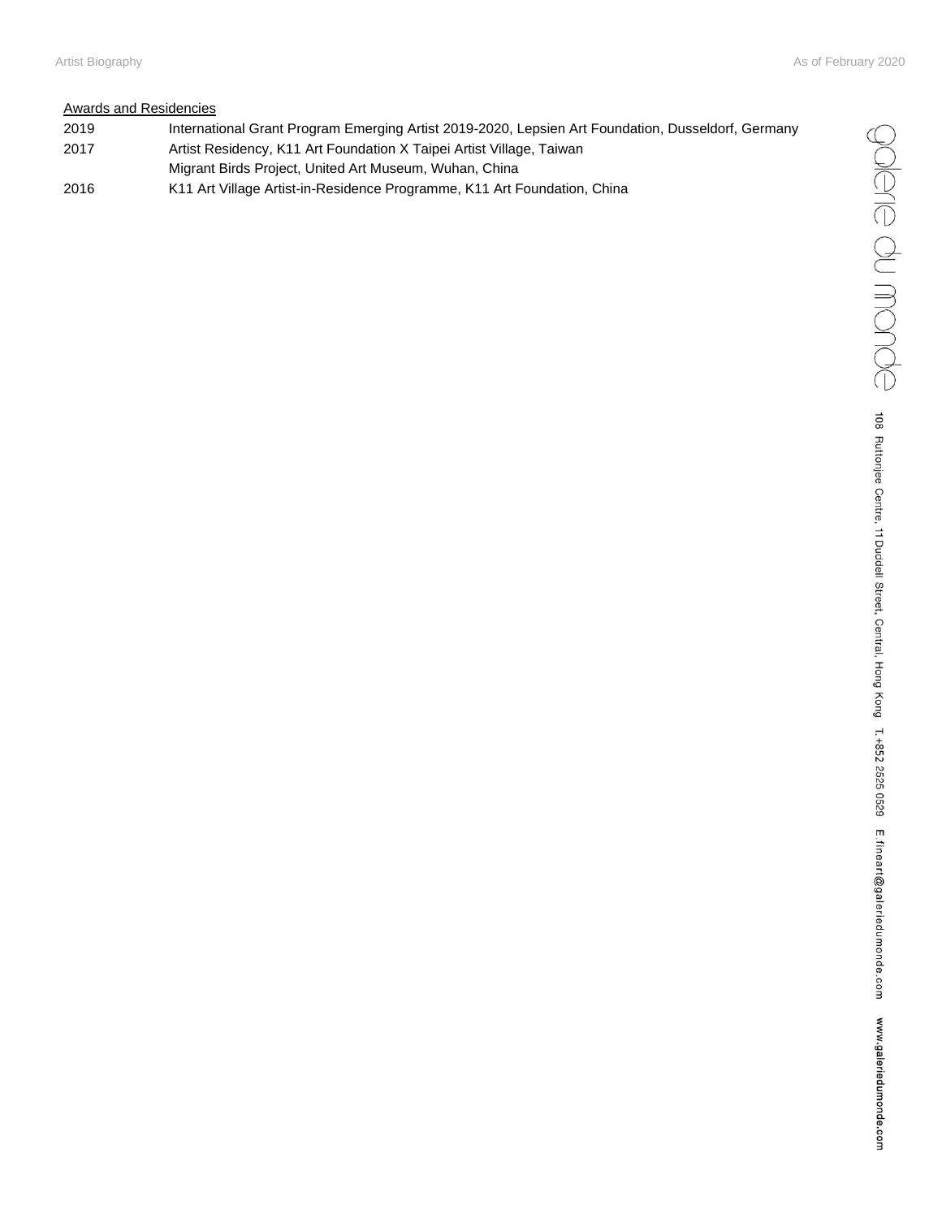Awards and Residencies

| | |
|---|---|
| 2019 | International Grant Program Emerging Artist 2019-2020, Lepsien Art Foundation, Dusseldorf, Germany |
| 2017 | Artist Residency, K11 Art Foundation X Taipei Artist Village, Taiwan |
| | Migrant Birds Project, United Art Museum, Wuhan, China |
| 2016 | K11 Art Village Artist-in-Residence Programme, K11 Art Foundation, China |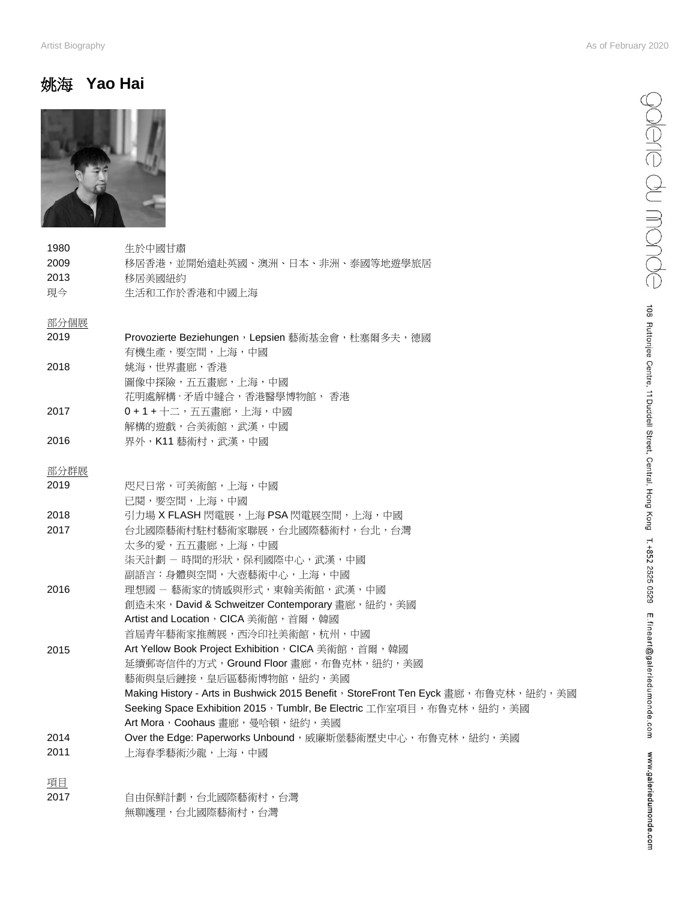# 姚海 Yao Hai

| | |
|---|---|
| 1980 | 生於中國甘肅 |
| 2009 | 移居香港，並開始遠赴英國、澳洲、日本、非洲、泰國等地遊學旅居 |
| 2013 | 移居美國紐約 |
| 現今 | 生活和工作於香港和中國上海 |

## 部分個展

| | |
|---|---|
| 2019 | Provozierte Beziehungen，Lepsien 藝術基金會，杜塞爾多夫，德國 |
| | 有機生產，要空間，上海，中國 |
| 2018 | 姚海，世界畫廊，香港 |
| | 圖像中探險，五五畫廊，上海，中國 |
| | 花明處解構·矛盾中縫合，香港醫學博物館， 香港 |
| 2017 | 0 + 1 + 十二，五五畫廊，上海，中國 |
| | 解構的遊戲，合美術館，武漢，中國 |
| 2016 | 界外，K11 藝術村，武漢，中國 |

## 部分群展

| | |
|---|---|
| 2019 | 咫尺日常，可美術館，上海，中國 |
| | 已閱，要空間，上海，中國 |
| 2018 | 引力場 X FLASH 閃電展，上海 PSA 閃電展空間，上海，中國 |
| 2017 | 台北國際藝術村駐村藝術家聯展，台北國際藝術村，台北，台灣 |
| | 太多的愛，五五畫廊，上海，中國 |
| | 柒天計劃 － 時間的形狀，保利國際中心，武漢，中國 |
| | 副語言：身體與空間，大壹藝術中心，上海，中國 |
| 2016 | 理想國 － 藝術家的情感與形式，東翰美術館，武漢，中國 |
| | 創造未來，David & Schweitzer Contemporary 畫廊，紐約，美國 |
| | Artist and Location，CICA 美術館，首爾，韓國 |
| | 首屆青年藝術家推薦展，西泠印社美術館，杭州，中國 |
| 2015 | Art Yellow Book Project Exhibition，CICA 美術館，首爾，韓國 |
| | 延續郵寄信件的方式，Ground Floor 畫廊，布魯克林，紐約，美國 |
| | 藝術與皇后鏈接，皇后區藝術博物館，紐約，美國 |
| | Making History - Arts in Bushwick 2015 Benefit，StoreFront Ten Eyck 畫廊，布魯克林，紐約，美國 |
| | Seeking Space Exhibition 2015，Tumblr, Be Electric 工作室項目，布魯克林，紐約，美國 |
| | Art Mora，Coohaus 畫廊，曼哈頓，紐約，美國 |
| 2014 | Over the Edge: Paperworks Unbound，威廉斯堡藝術歷史中心，布魯克林，紐約，美國 |
| 2011 | 上海春季藝術沙龍，上海，中國 |

## 項目

| | |
|---|---|
| 2017 | 自由保鮮計劃，台北國際藝術村，台灣 |
| | 無聊護理，台北國際藝術村，台灣 |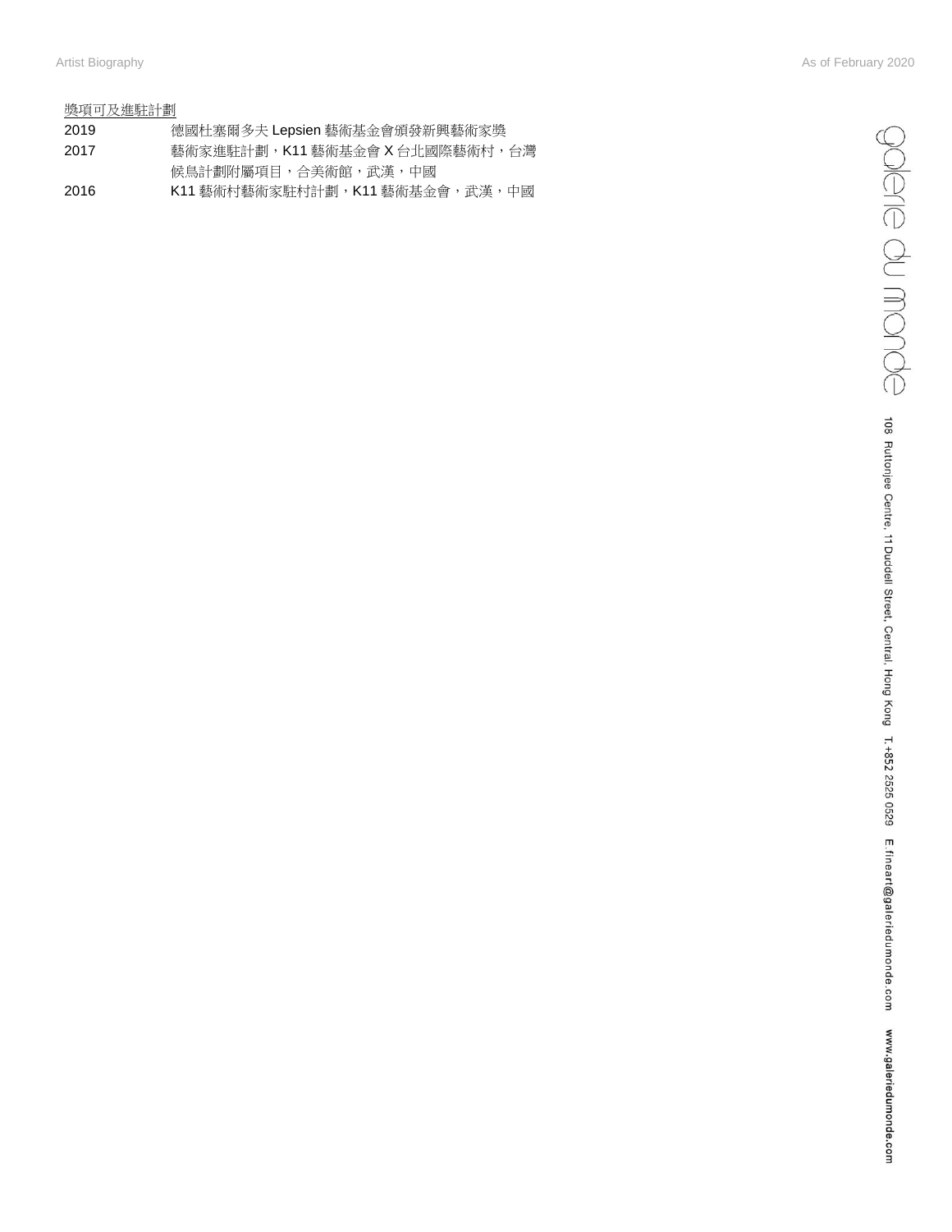<u>獎項可及進駐計劃</u>

| | |
|---|---|
| 2019 | 德國杜塞爾多夫 Lepsien 藝術基金會頒發新興藝術家獎 |
| 2017 | 藝術家進駐計劃，K11 藝術基金會 X 台北國際藝術村，台灣 |
| | 候鳥計劃附屬項目，合美術館，武漢，中國 |
| 2016 | K11 藝術村藝術家駐村計劃，K11 藝術基金會，武漢，中國 |